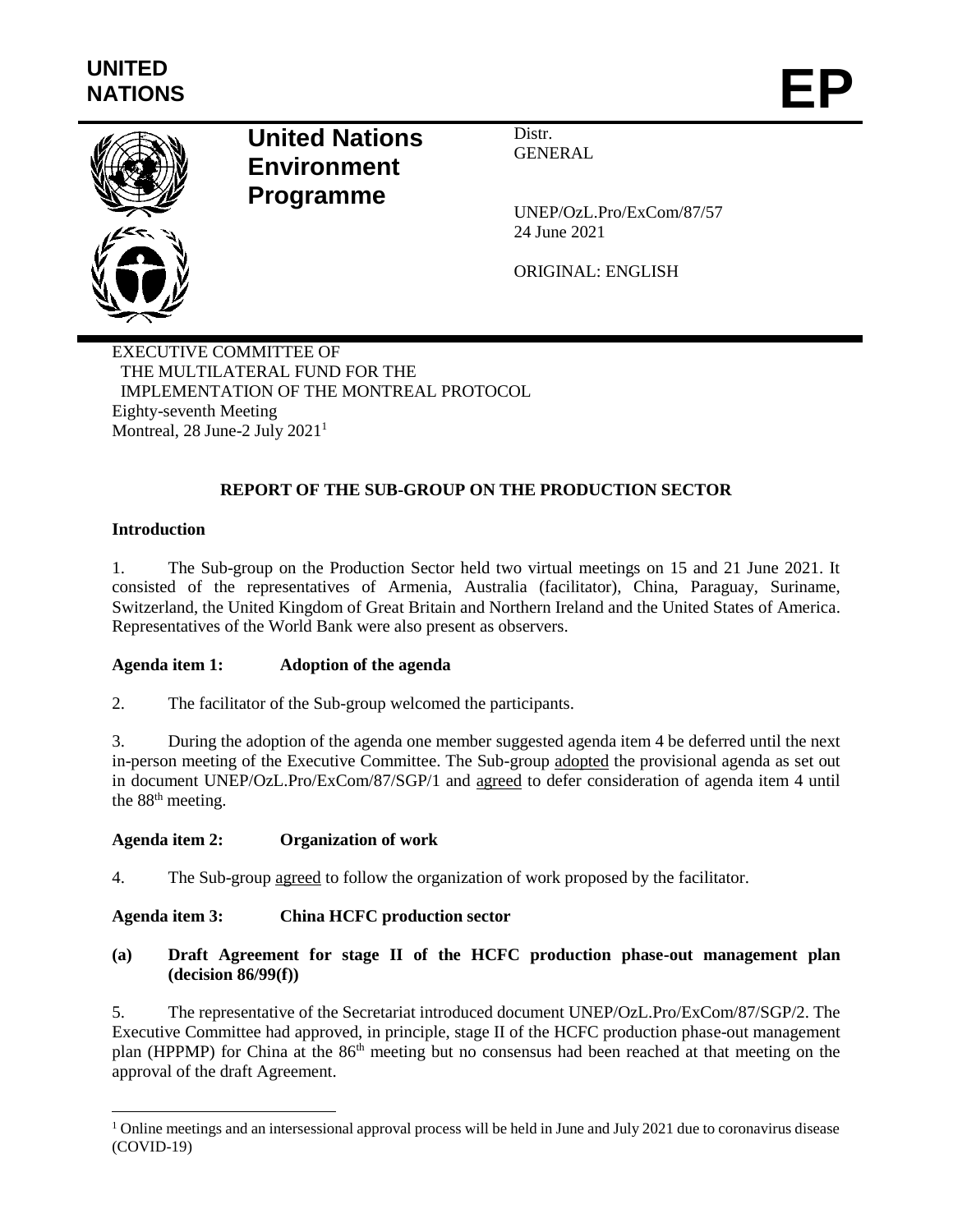UNITED NATIONS

# EP

**United Nations Environment Programme**

Distr.
GENERAL

UNEP/OzL.Pro/ExCom/87/57
24 June 2021

ORIGINAL: ENGLISH

EXECUTIVE COMMITTEE OF
THE MULTILATERAL FUND FOR THE
IMPLEMENTATION OF THE MONTREAL PROTOCOL
Eighty-seventh Meeting
Montreal, 28 June-2 July 2021[1]

## REPORT OF THE SUB-GROUP ON THE PRODUCTION SECTOR

### Introduction

1. The Sub-group on the Production Sector held two virtual meetings on 15 and 21 June 2021. It consisted of the representatives of Armenia, Australia (facilitator), China, Paraguay, Suriname, Switzerland, the United Kingdom of Great Britain and Northern Ireland and the United States of America. Representatives of the World Bank were also present as observers.

### Agenda item 1: Adoption of the agenda

2. The facilitator of the Sub-group welcomed the participants.

3. During the adoption of the agenda one member suggested agenda item 4 be deferred until the next in-person meeting of the Executive Committee. The Sub-group adopted the provisional agenda as set out in document UNEP/OzL.Pro/ExCom/87/SGP/1 and agreed to defer consideration of agenda item 4 until the 88th meeting.

### Agenda item 2: Organization of work

4. The Sub-group agreed to follow the organization of work proposed by the facilitator.

### Agenda item 3: China HCFC production sector

#### (a) Draft Agreement for stage II of the HCFC production phase-out management plan (decision 86/99(f))

5. The representative of the Secretariat introduced document UNEP/OzL.Pro/ExCom/87/SGP/2. The Executive Committee had approved, in principle, stage II of the HCFC production phase-out management plan (HPPMP) for China at the 86th meeting but no consensus had been reached at that meeting on the approval of the draft Agreement.

[1] Online meetings and an intersessional approval process will be held in June and July 2021 due to coronavirus disease (COVID-19)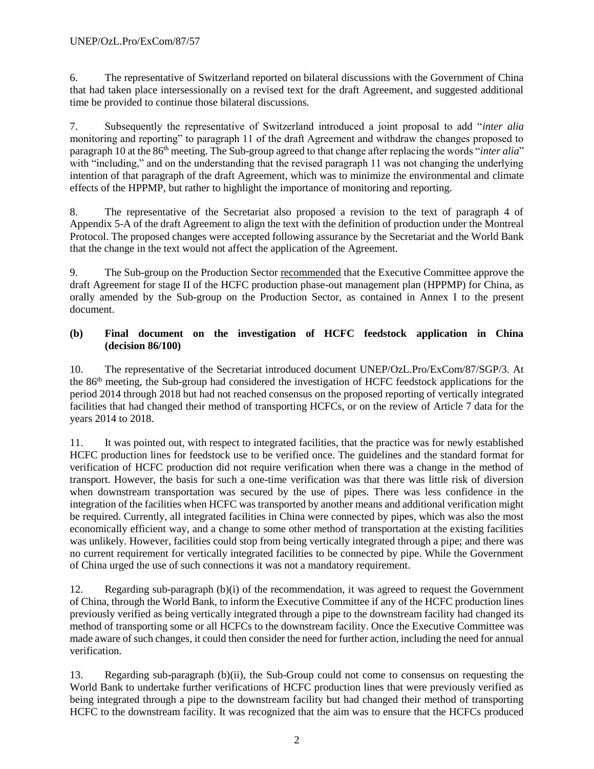6. The representative of Switzerland reported on bilateral discussions with the Government of China that had taken place intersessionally on a revised text for the draft Agreement, and suggested additional time be provided to continue those bilateral discussions.

7. Subsequently the representative of Switzerland introduced a joint proposal to add "*inter alia* monitoring and reporting" to paragraph 11 of the draft Agreement and withdraw the changes proposed to paragraph 10 at the 86th meeting. The Sub-group agreed to that change after replacing the words "*inter alia*" with "including," and on the understanding that the revised paragraph 11 was not changing the underlying intention of that paragraph of the draft Agreement, which was to minimize the environmental and climate effects of the HPPMP, but rather to highlight the importance of monitoring and reporting.

8. The representative of the Secretariat also proposed a revision to the text of paragraph 4 of Appendix 5-A of the draft Agreement to align the text with the definition of production under the Montreal Protocol. The proposed changes were accepted following assurance by the Secretariat and the World Bank that the change in the text would not affect the application of the Agreement.

9. The Sub-group on the Production Sector recommended that the Executive Committee approve the draft Agreement for stage II of the HCFC production phase-out management plan (HPPMP) for China, as orally amended by the Sub-group on the Production Sector, as contained in Annex I to the present document.

**(b) Final document on the investigation of HCFC feedstock application in China (decision 86/100)**

10. The representative of the Secretariat introduced document UNEP/OzL.Pro/ExCom/87/SGP/3. At the 86th meeting, the Sub-group had considered the investigation of HCFC feedstock applications for the period 2014 through 2018 but had not reached consensus on the proposed reporting of vertically integrated facilities that had changed their method of transporting HCFCs, or on the review of Article 7 data for the years 2014 to 2018.

11. It was pointed out, with respect to integrated facilities, that the practice was for newly established HCFC production lines for feedstock use to be verified once. The guidelines and the standard format for verification of HCFC production did not require verification when there was a change in the method of transport. However, the basis for such a one-time verification was that there was little risk of diversion when downstream transportation was secured by the use of pipes. There was less confidence in the integration of the facilities when HCFC was transported by another means and additional verification might be required. Currently, all integrated facilities in China were connected by pipes, which was also the most economically efficient way, and a change to some other method of transportation at the existing facilities was unlikely. However, facilities could stop from being vertically integrated through a pipe; and there was no current requirement for vertically integrated facilities to be connected by pipe. While the Government of China urged the use of such connections it was not a mandatory requirement.

12. Regarding sub-paragraph (b)(i) of the recommendation, it was agreed to request the Government of China, through the World Bank, to inform the Executive Committee if any of the HCFC production lines previously verified as being vertically integrated through a pipe to the downstream facility had changed its method of transporting some or all HCFCs to the downstream facility. Once the Executive Committee was made aware of such changes, it could then consider the need for further action, including the need for annual verification.

13. Regarding sub-paragraph (b)(ii), the Sub-Group could not come to consensus on requesting the World Bank to undertake further verifications of HCFC production lines that were previously verified as being integrated through a pipe to the downstream facility but had changed their method of transporting HCFC to the downstream facility. It was recognized that the aim was to ensure that the HCFCs produced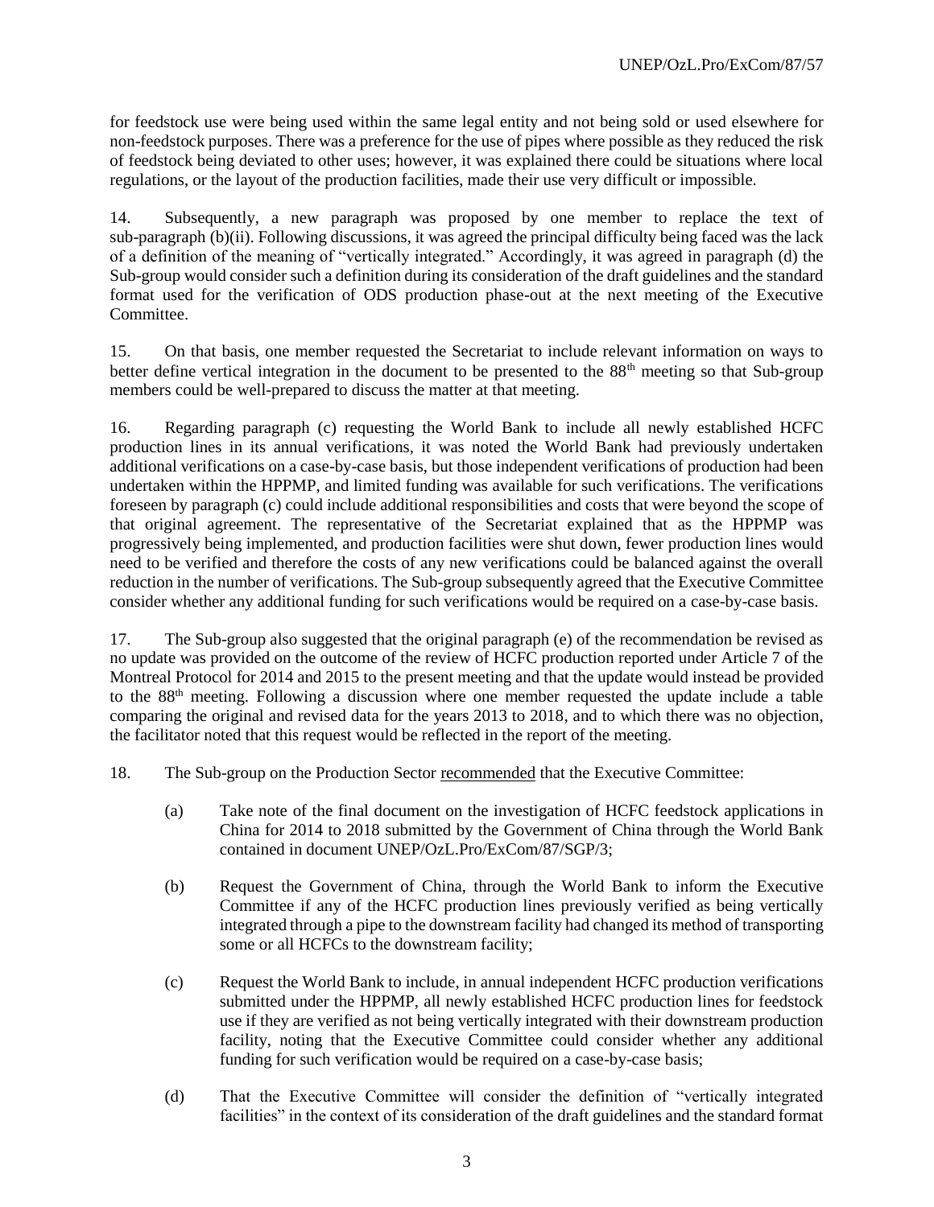for feedstock use were being used within the same legal entity and not being sold or used elsewhere for non-feedstock purposes. There was a preference for the use of pipes where possible as they reduced the risk of feedstock being deviated to other uses; however, it was explained there could be situations where local regulations, or the layout of the production facilities, made their use very difficult or impossible.

14. Subsequently, a new paragraph was proposed by one member to replace the text of sub-paragraph (b)(ii). Following discussions, it was agreed the principal difficulty being faced was the lack of a definition of the meaning of "vertically integrated." Accordingly, it was agreed in paragraph (d) the Sub-group would consider such a definition during its consideration of the draft guidelines and the standard format used for the verification of ODS production phase-out at the next meeting of the Executive Committee.

15. On that basis, one member requested the Secretariat to include relevant information on ways to better define vertical integration in the document to be presented to the 88th meeting so that Sub-group members could be well-prepared to discuss the matter at that meeting.

16. Regarding paragraph (c) requesting the World Bank to include all newly established HCFC production lines in its annual verifications, it was noted the World Bank had previously undertaken additional verifications on a case-by-case basis, but those independent verifications of production had been undertaken within the HPPMP, and limited funding was available for such verifications. The verifications foreseen by paragraph (c) could include additional responsibilities and costs that were beyond the scope of that original agreement. The representative of the Secretariat explained that as the HPPMP was progressively being implemented, and production facilities were shut down, fewer production lines would need to be verified and therefore the costs of any new verifications could be balanced against the overall reduction in the number of verifications. The Sub-group subsequently agreed that the Executive Committee consider whether any additional funding for such verifications would be required on a case-by-case basis.

17. The Sub-group also suggested that the original paragraph (e) of the recommendation be revised as no update was provided on the outcome of the review of HCFC production reported under Article 7 of the Montreal Protocol for 2014 and 2015 to the present meeting and that the update would instead be provided to the 88th meeting. Following a discussion where one member requested the update include a table comparing the original and revised data for the years 2013 to 2018, and to which there was no objection, the facilitator noted that this request would be reflected in the report of the meeting.

18. The Sub-group on the Production Sector recommended that the Executive Committee:

(a) Take note of the final document on the investigation of HCFC feedstock applications in China for 2014 to 2018 submitted by the Government of China through the World Bank contained in document UNEP/OzL.Pro/ExCom/87/SGP/3;

(b) Request the Government of China, through the World Bank to inform the Executive Committee if any of the HCFC production lines previously verified as being vertically integrated through a pipe to the downstream facility had changed its method of transporting some or all HCFCs to the downstream facility;

(c) Request the World Bank to include, in annual independent HCFC production verifications submitted under the HPPMP, all newly established HCFC production lines for feedstock use if they are verified as not being vertically integrated with their downstream production facility, noting that the Executive Committee could consider whether any additional funding for such verification would be required on a case-by-case basis;

(d) That the Executive Committee will consider the definition of "vertically integrated facilities" in the context of its consideration of the draft guidelines and the standard format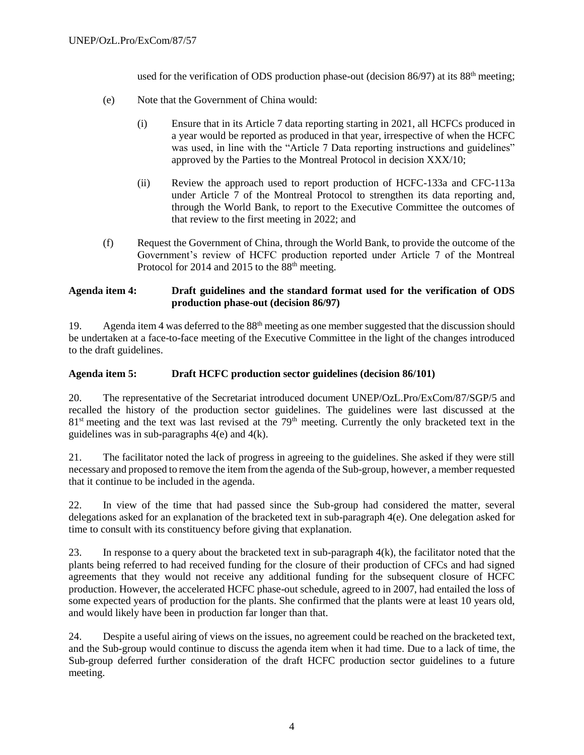used for the verification of ODS production phase-out (decision 86/97) at its 88th meeting;

(e) Note that the Government of China would:

(i) Ensure that in its Article 7 data reporting starting in 2021, all HCFCs produced in a year would be reported as produced in that year, irrespective of when the HCFC was used, in line with the "Article 7 Data reporting instructions and guidelines" approved by the Parties to the Montreal Protocol in decision XXX/10;

(ii) Review the approach used to report production of HCFC-133a and CFC-113a under Article 7 of the Montreal Protocol to strengthen its data reporting and, through the World Bank, to report to the Executive Committee the outcomes of that review to the first meeting in 2022; and

(f) Request the Government of China, through the World Bank, to provide the outcome of the Government's review of HCFC production reported under Article 7 of the Montreal Protocol for 2014 and 2015 to the 88th meeting.

**Agenda item 4: Draft guidelines and the standard format used for the verification of ODS production phase-out (decision 86/97)**

19. Agenda item 4 was deferred to the 88th meeting as one member suggested that the discussion should be undertaken at a face-to-face meeting of the Executive Committee in the light of the changes introduced to the draft guidelines.

**Agenda item 5: Draft HCFC production sector guidelines (decision 86/101)**

20. The representative of the Secretariat introduced document UNEP/OzL.Pro/ExCom/87/SGP/5 and recalled the history of the production sector guidelines. The guidelines were last discussed at the 81st meeting and the text was last revised at the 79th meeting. Currently the only bracketed text in the guidelines was in sub-paragraphs 4(e) and 4(k).

21. The facilitator noted the lack of progress in agreeing to the guidelines. She asked if they were still necessary and proposed to remove the item from the agenda of the Sub-group, however, a member requested that it continue to be included in the agenda.

22. In view of the time that had passed since the Sub-group had considered the matter, several delegations asked for an explanation of the bracketed text in sub-paragraph 4(e). One delegation asked for time to consult with its constituency before giving that explanation.

23. In response to a query about the bracketed text in sub-paragraph 4(k), the facilitator noted that the plants being referred to had received funding for the closure of their production of CFCs and had signed agreements that they would not receive any additional funding for the subsequent closure of HCFC production. However, the accelerated HCFC phase-out schedule, agreed to in 2007, had entailed the loss of some expected years of production for the plants. She confirmed that the plants were at least 10 years old, and would likely have been in production far longer than that.

24. Despite a useful airing of views on the issues, no agreement could be reached on the bracketed text, and the Sub-group would continue to discuss the agenda item when it had time. Due to a lack of time, the Sub-group deferred further consideration of the draft HCFC production sector guidelines to a future meeting.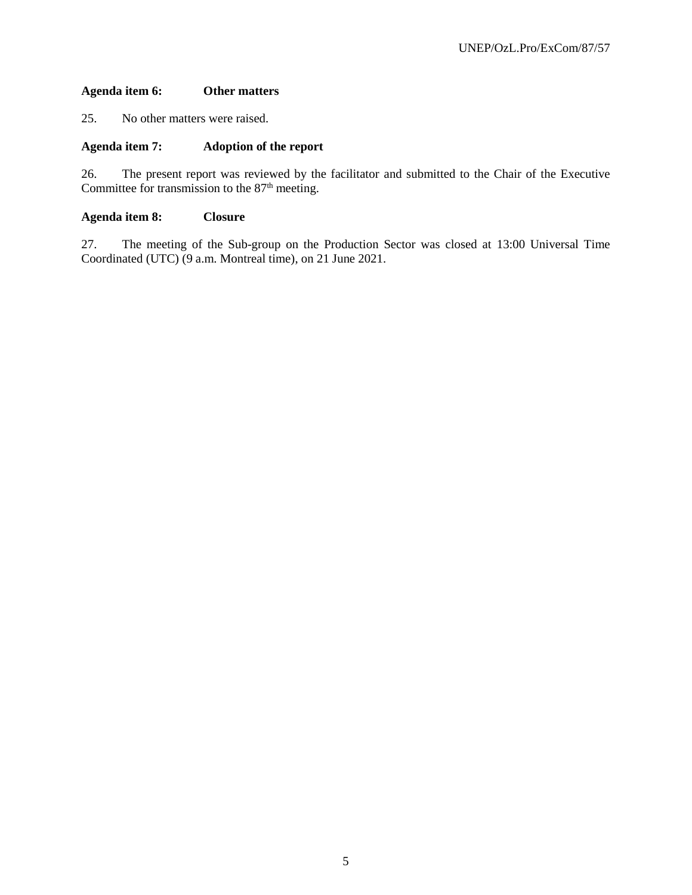**Agenda item 6: Other matters**

25. No other matters were raised.

**Agenda item 7: Adoption of the report**

26. The present report was reviewed by the facilitator and submitted to the Chair of the Executive Committee for transmission to the 87th meeting.

**Agenda item 8: Closure**

27. The meeting of the Sub-group on the Production Sector was closed at 13:00 Universal Time Coordinated (UTC) (9 a.m. Montreal time), on 21 June 2021.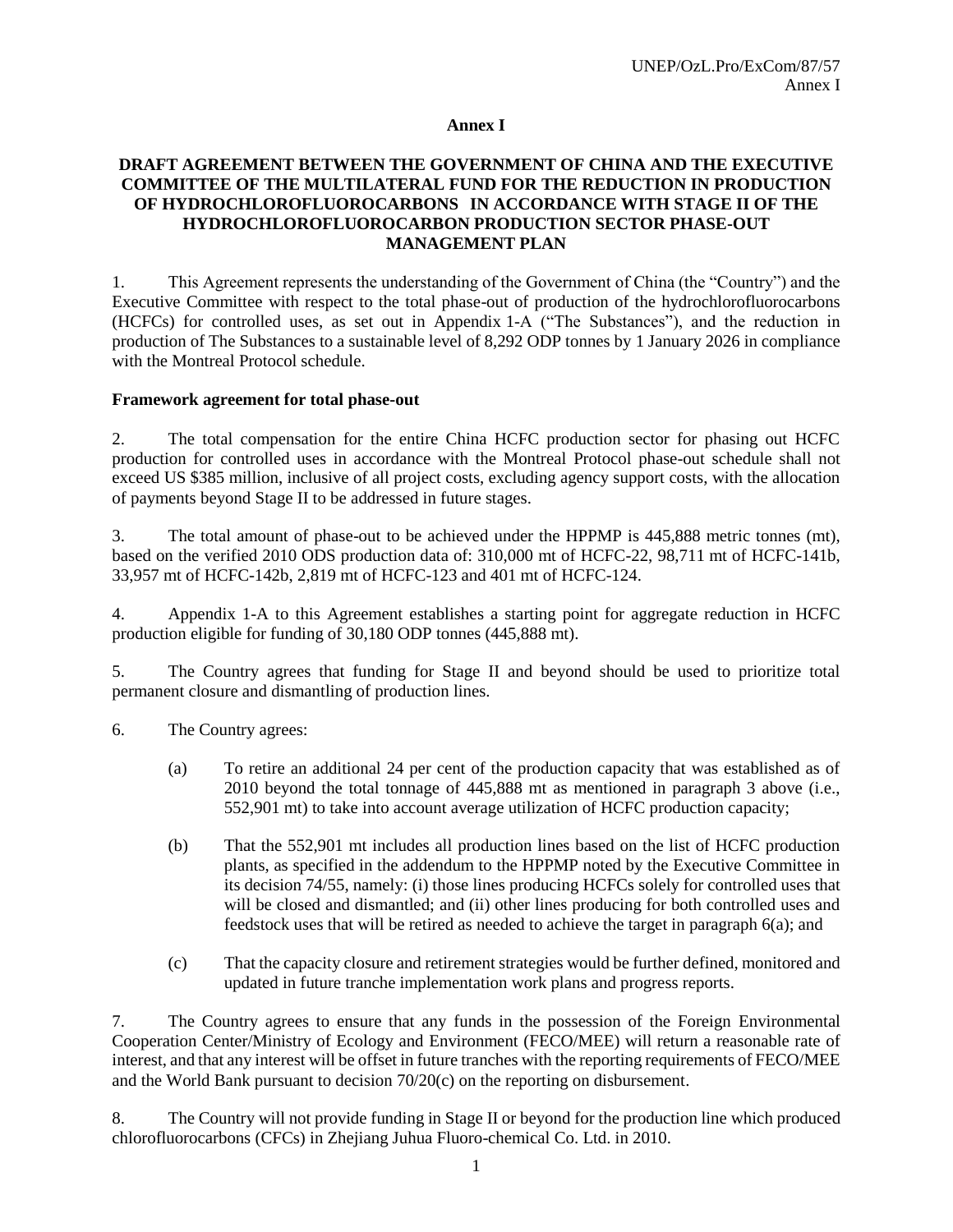## Annex I

**DRAFT AGREEMENT BETWEEN THE GOVERNMENT OF CHINA AND THE EXECUTIVE COMMITTEE OF THE MULTILATERAL FUND FOR THE REDUCTION IN PRODUCTION OF HYDROCHLOROFLUOROCARBONS IN ACCORDANCE WITH STAGE II OF THE HYDROCHLOROFLUOROCARBON PRODUCTION SECTOR PHASE-OUT MANAGEMENT PLAN**

1. This Agreement represents the understanding of the Government of China (the "Country") and the Executive Committee with respect to the total phase-out of production of the hydrochlorofluorocarbons (HCFCs) for controlled uses, as set out in Appendix 1-A ("The Substances"), and the reduction in production of The Substances to a sustainable level of 8,292 ODP tonnes by 1 January 2026 in compliance with the Montreal Protocol schedule.

**Framework agreement for total phase-out**

2. The total compensation for the entire China HCFC production sector for phasing out HCFC production for controlled uses in accordance with the Montreal Protocol phase-out schedule shall not exceed US $385 million, inclusive of all project costs, excluding agency support costs, with the allocation of payments beyond Stage II to be addressed in future stages.

3. The total amount of phase-out to be achieved under the HPPMP is 445,888 metric tonnes (mt), based on the verified 2010 ODS production data of: 310,000 mt of HCFC-22, 98,711 mt of HCFC-141b, 33,957 mt of HCFC-142b, 2,819 mt of HCFC-123 and 401 mt of HCFC-124.

4. Appendix 1-A to this Agreement establishes a starting point for aggregate reduction in HCFC production eligible for funding of 30,180 ODP tonnes (445,888 mt).

5. The Country agrees that funding for Stage II and beyond should be used to prioritize total permanent closure and dismantling of production lines.

6. The Country agrees:

(a) To retire an additional 24 per cent of the production capacity that was established as of 2010 beyond the total tonnage of 445,888 mt as mentioned in paragraph 3 above (i.e., 552,901 mt) to take into account average utilization of HCFC production capacity;

(b) That the 552,901 mt includes all production lines based on the list of HCFC production plants, as specified in the addendum to the HPPMP noted by the Executive Committee in its decision 74/55, namely: (i) those lines producing HCFCs solely for controlled uses that will be closed and dismantled; and (ii) other lines producing for both controlled uses and feedstock uses that will be retired as needed to achieve the target in paragraph 6(a); and

(c) That the capacity closure and retirement strategies would be further defined, monitored and updated in future tranche implementation work plans and progress reports.

7. The Country agrees to ensure that any funds in the possession of the Foreign Environmental Cooperation Center/Ministry of Ecology and Environment (FECO/MEE) will return a reasonable rate of interest, and that any interest will be offset in future tranches with the reporting requirements of FECO/MEE and the World Bank pursuant to decision 70/20(c) on the reporting on disbursement.

8. The Country will not provide funding in Stage II or beyond for the production line which produced chlorofluorocarbons (CFCs) in Zhejiang Juhua Fluoro-chemical Co. Ltd. in 2010.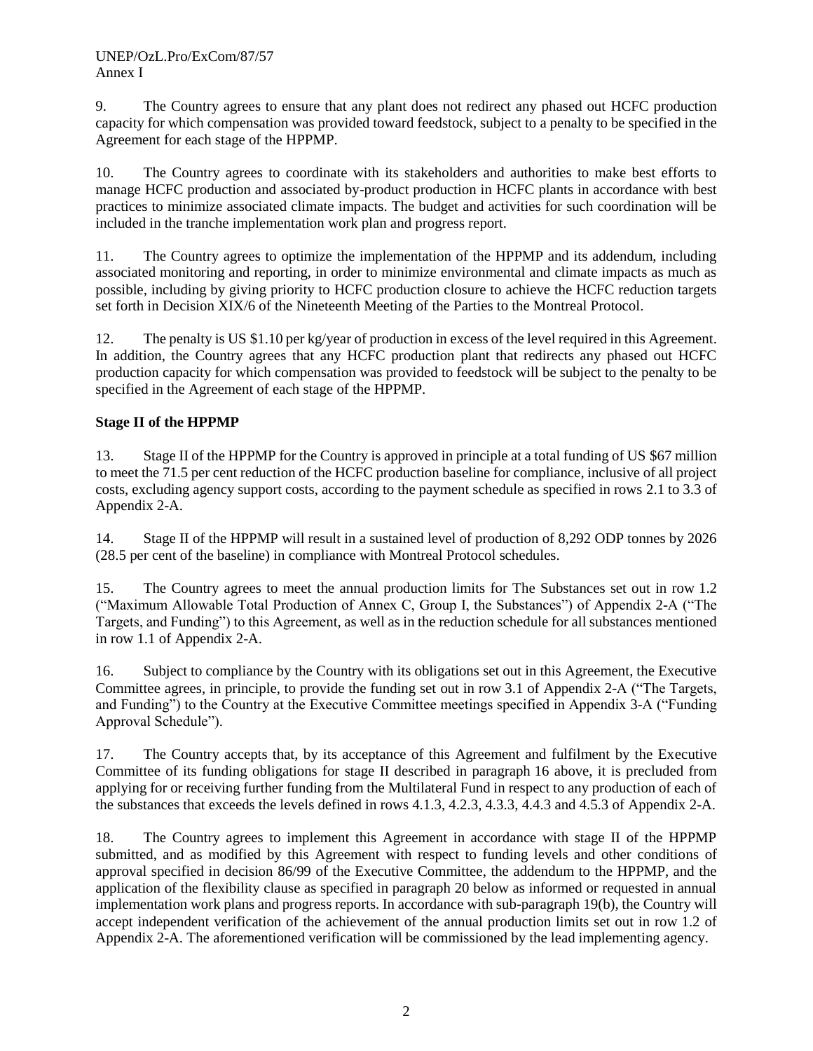9. The Country agrees to ensure that any plant does not redirect any phased out HCFC production capacity for which compensation was provided toward feedstock, subject to a penalty to be specified in the Agreement for each stage of the HPPMP.

10. The Country agrees to coordinate with its stakeholders and authorities to make best efforts to manage HCFC production and associated by-product production in HCFC plants in accordance with best practices to minimize associated climate impacts. The budget and activities for such coordination will be included in the tranche implementation work plan and progress report.

11. The Country agrees to optimize the implementation of the HPPMP and its addendum, including associated monitoring and reporting, in order to minimize environmental and climate impacts as much as possible, including by giving priority to HCFC production closure to achieve the HCFC reduction targets set forth in Decision XIX/6 of the Nineteenth Meeting of the Parties to the Montreal Protocol.

12. The penalty is US $1.10 per kg/year of production in excess of the level required in this Agreement. In addition, the Country agrees that any HCFC production plant that redirects any phased out HCFC production capacity for which compensation was provided to feedstock will be subject to the penalty to be specified in the Agreement of each stage of the HPPMP.

**Stage II of the HPPMP**

13. Stage II of the HPPMP for the Country is approved in principle at a total funding of US $67 million to meet the 71.5 per cent reduction of the HCFC production baseline for compliance, inclusive of all project costs, excluding agency support costs, according to the payment schedule as specified in rows 2.1 to 3.3 of Appendix 2-A.

14. Stage II of the HPPMP will result in a sustained level of production of 8,292 ODP tonnes by 2026 (28.5 per cent of the baseline) in compliance with Montreal Protocol schedules.

15. The Country agrees to meet the annual production limits for The Substances set out in row 1.2 ("Maximum Allowable Total Production of Annex C, Group I, the Substances") of Appendix 2-A ("The Targets, and Funding") to this Agreement, as well as in the reduction schedule for all substances mentioned in row 1.1 of Appendix 2-A.

16. Subject to compliance by the Country with its obligations set out in this Agreement, the Executive Committee agrees, in principle, to provide the funding set out in row 3.1 of Appendix 2-A ("The Targets, and Funding") to the Country at the Executive Committee meetings specified in Appendix 3-A ("Funding Approval Schedule").

17. The Country accepts that, by its acceptance of this Agreement and fulfilment by the Executive Committee of its funding obligations for stage II described in paragraph 16 above, it is precluded from applying for or receiving further funding from the Multilateral Fund in respect to any production of each of the substances that exceeds the levels defined in rows 4.1.3, 4.2.3, 4.3.3, 4.4.3 and 4.5.3 of Appendix 2-A.

18. The Country agrees to implement this Agreement in accordance with stage II of the HPPMP submitted, and as modified by this Agreement with respect to funding levels and other conditions of approval specified in decision 86/99 of the Executive Committee, the addendum to the HPPMP, and the application of the flexibility clause as specified in paragraph 20 below as informed or requested in annual implementation work plans and progress reports. In accordance with sub-paragraph 19(b), the Country will accept independent verification of the achievement of the annual production limits set out in row 1.2 of Appendix 2-A. The aforementioned verification will be commissioned by the lead implementing agency.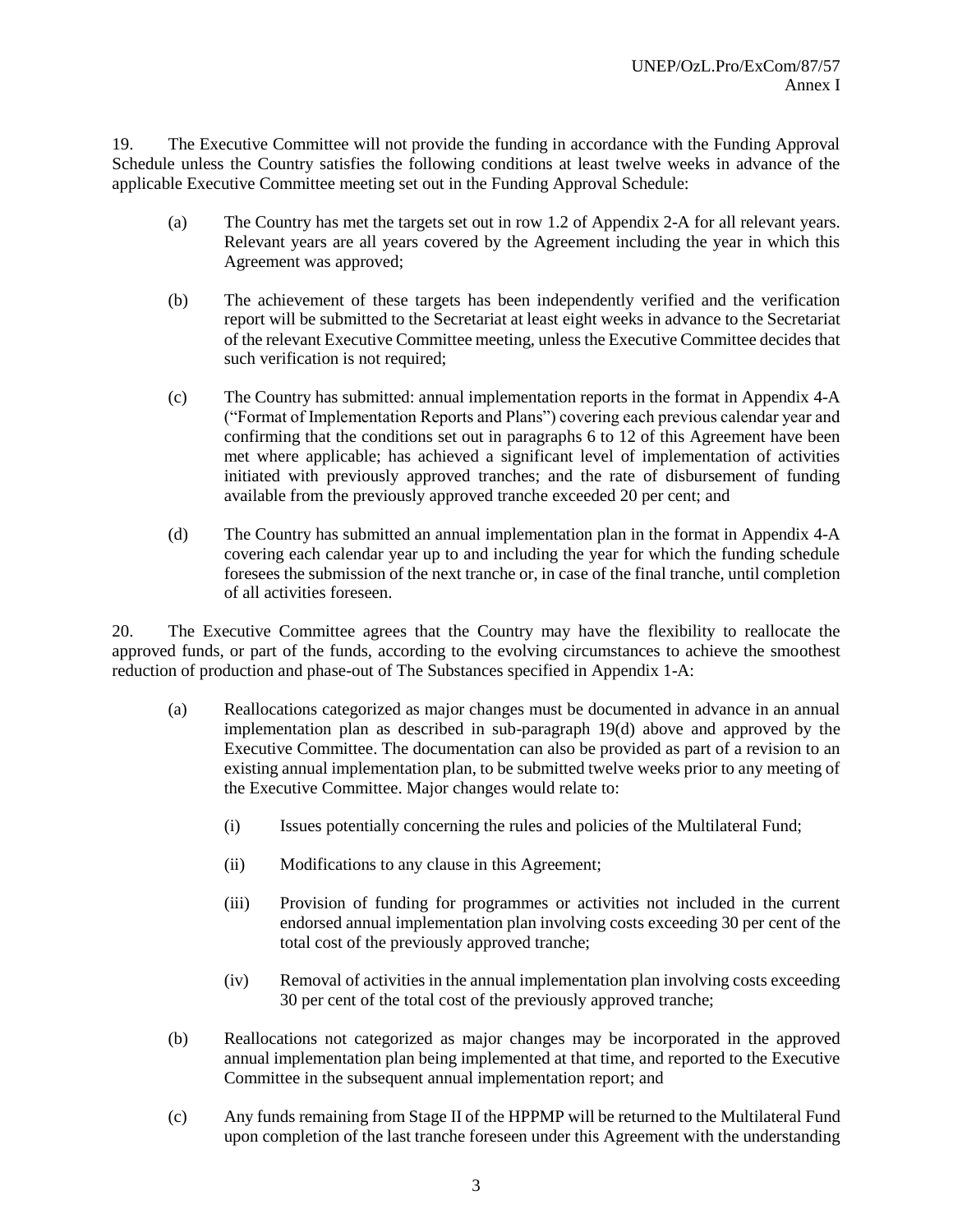19. The Executive Committee will not provide the funding in accordance with the Funding Approval Schedule unless the Country satisfies the following conditions at least twelve weeks in advance of the applicable Executive Committee meeting set out in the Funding Approval Schedule:

(a) The Country has met the targets set out in row 1.2 of Appendix 2-A for all relevant years. Relevant years are all years covered by the Agreement including the year in which this Agreement was approved;

(b) The achievement of these targets has been independently verified and the verification report will be submitted to the Secretariat at least eight weeks in advance to the Secretariat of the relevant Executive Committee meeting, unless the Executive Committee decides that such verification is not required;

(c) The Country has submitted: annual implementation reports in the format in Appendix 4-A ("Format of Implementation Reports and Plans") covering each previous calendar year and confirming that the conditions set out in paragraphs 6 to 12 of this Agreement have been met where applicable; has achieved a significant level of implementation of activities initiated with previously approved tranches; and the rate of disbursement of funding available from the previously approved tranche exceeded 20 per cent; and

(d) The Country has submitted an annual implementation plan in the format in Appendix 4-A covering each calendar year up to and including the year for which the funding schedule foresees the submission of the next tranche or, in case of the final tranche, until completion of all activities foreseen.

20. The Executive Committee agrees that the Country may have the flexibility to reallocate the approved funds, or part of the funds, according to the evolving circumstances to achieve the smoothest reduction of production and phase-out of The Substances specified in Appendix 1-A:

(a) Reallocations categorized as major changes must be documented in advance in an annual implementation plan as described in sub-paragraph 19(d) above and approved by the Executive Committee. The documentation can also be provided as part of a revision to an existing annual implementation plan, to be submitted twelve weeks prior to any meeting of the Executive Committee. Major changes would relate to:

   (i) Issues potentially concerning the rules and policies of the Multilateral Fund;

   (ii) Modifications to any clause in this Agreement;

   (iii) Provision of funding for programmes or activities not included in the current endorsed annual implementation plan involving costs exceeding 30 per cent of the total cost of the previously approved tranche;

   (iv) Removal of activities in the annual implementation plan involving costs exceeding 30 per cent of the total cost of the previously approved tranche;

(b) Reallocations not categorized as major changes may be incorporated in the approved annual implementation plan being implemented at that time, and reported to the Executive Committee in the subsequent annual implementation report; and

(c) Any funds remaining from Stage II of the HPPMP will be returned to the Multilateral Fund upon completion of the last tranche foreseen under this Agreement with the understanding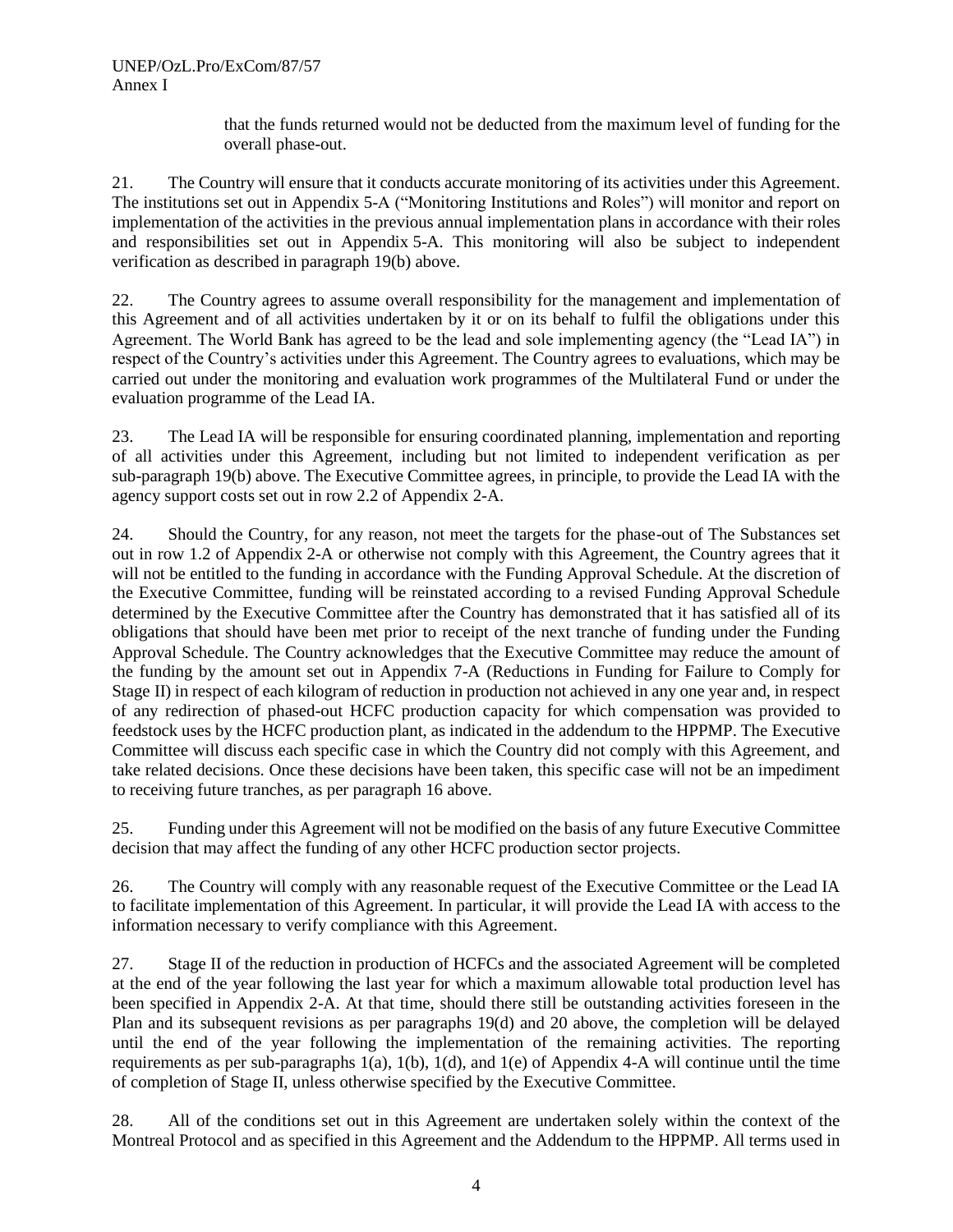that the funds returned would not be deducted from the maximum level of funding for the overall phase-out.

21. The Country will ensure that it conducts accurate monitoring of its activities under this Agreement. The institutions set out in Appendix 5-A ("Monitoring Institutions and Roles") will monitor and report on implementation of the activities in the previous annual implementation plans in accordance with their roles and responsibilities set out in Appendix 5-A. This monitoring will also be subject to independent verification as described in paragraph 19(b) above.

22. The Country agrees to assume overall responsibility for the management and implementation of this Agreement and of all activities undertaken by it or on its behalf to fulfil the obligations under this Agreement. The World Bank has agreed to be the lead and sole implementing agency (the "Lead IA") in respect of the Country's activities under this Agreement. The Country agrees to evaluations, which may be carried out under the monitoring and evaluation work programmes of the Multilateral Fund or under the evaluation programme of the Lead IA.

23. The Lead IA will be responsible for ensuring coordinated planning, implementation and reporting of all activities under this Agreement, including but not limited to independent verification as per sub-paragraph 19(b) above. The Executive Committee agrees, in principle, to provide the Lead IA with the agency support costs set out in row 2.2 of Appendix 2-A.

24. Should the Country, for any reason, not meet the targets for the phase-out of The Substances set out in row 1.2 of Appendix 2-A or otherwise not comply with this Agreement, the Country agrees that it will not be entitled to the funding in accordance with the Funding Approval Schedule. At the discretion of the Executive Committee, funding will be reinstated according to a revised Funding Approval Schedule determined by the Executive Committee after the Country has demonstrated that it has satisfied all of its obligations that should have been met prior to receipt of the next tranche of funding under the Funding Approval Schedule. The Country acknowledges that the Executive Committee may reduce the amount of the funding by the amount set out in Appendix 7-A (Reductions in Funding for Failure to Comply for Stage II) in respect of each kilogram of reduction in production not achieved in any one year and, in respect of any redirection of phased-out HCFC production capacity for which compensation was provided to feedstock uses by the HCFC production plant, as indicated in the addendum to the HPPMP. The Executive Committee will discuss each specific case in which the Country did not comply with this Agreement, and take related decisions. Once these decisions have been taken, this specific case will not be an impediment to receiving future tranches, as per paragraph 16 above.

25. Funding under this Agreement will not be modified on the basis of any future Executive Committee decision that may affect the funding of any other HCFC production sector projects.

26. The Country will comply with any reasonable request of the Executive Committee or the Lead IA to facilitate implementation of this Agreement. In particular, it will provide the Lead IA with access to the information necessary to verify compliance with this Agreement.

27. Stage II of the reduction in production of HCFCs and the associated Agreement will be completed at the end of the year following the last year for which a maximum allowable total production level has been specified in Appendix 2-A. At that time, should there still be outstanding activities foreseen in the Plan and its subsequent revisions as per paragraphs 19(d) and 20 above, the completion will be delayed until the end of the year following the implementation of the remaining activities. The reporting requirements as per sub-paragraphs 1(a), 1(b), 1(d), and 1(e) of Appendix 4-A will continue until the time of completion of Stage II, unless otherwise specified by the Executive Committee.

28. All of the conditions set out in this Agreement are undertaken solely within the context of the Montreal Protocol and as specified in this Agreement and the Addendum to the HPPMP. All terms used in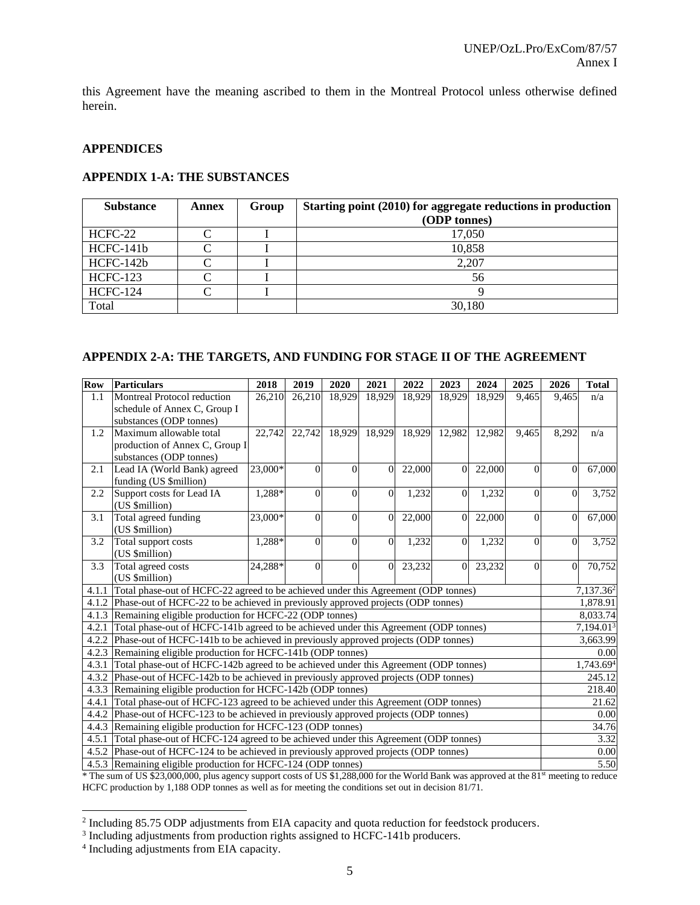this Agreement have the meaning ascribed to them in the Montreal Protocol unless otherwise defined herein.

## APPENDICES

### APPENDIX 1-A: THE SUBSTANCES

| Substance | Annex | Group | Starting point (2010) for aggregate reductions in production (ODP tonnes) |
|---|---|---|---|
| HCFC-22 | C | I | 17,050 |
| HCFC-141b | C | I | 10,858 |
| HCFC-142b | C | I | 2,207 |
| HCFC-123 | C | I | 56 |
| HCFC-124 | C | I | 9 |
| Total | | | 30,180 |

### APPENDIX 2-A: THE TARGETS, AND FUNDING FOR STAGE II OF THE AGREEMENT

| Row | Particulars | 2018 | 2019 | 2020 | 2021 | 2022 | 2023 | 2024 | 2025 | 2026 | Total |
|---|---|---|---|---|---|---|---|---|---|---|---|
| 1.1 | Montreal Protocol reduction schedule of Annex C, Group I substances (ODP tonnes) | 26,210 | 26,210 | 18,929 | 18,929 | 18,929 | 18,929 | 18,929 | 9,465 | 9,465 | n/a |
| 1.2 | Maximum allowable total production of Annex C, Group I substances (ODP tonnes) | 22,742 | 22,742 | 18,929 | 18,929 | 18,929 | 12,982 | 12,982 | 9,465 | 8,292 | n/a |
| 2.1 | Lead IA (World Bank) agreed funding (US $million) | 23,000* | 0 | 0 | 0 | 22,000 | 0 | 22,000 | 0 | 0 | 67,000 |
| 2.2 | Support costs for Lead IA (US $million) | 1,288* | 0 | 0 | 0 | 1,232 | 0 | 1,232 | 0 | 0 | 3,752 |
| 3.1 | Total agreed funding (US $million) | 23,000* | 0 | 0 | 0 | 22,000 | 0 | 22,000 | 0 | 0 | 67,000 |
| 3.2 | Total support costs (US $million) | 1,288* | 0 | 0 | 0 | 1,232 | 0 | 1,232 | 0 | 0 | 3,752 |
| 3.3 | Total agreed costs (US $million) | 24,288* | 0 | 0 | 0 | 23,232 | 0 | 23,232 | 0 | 0 | 70,752 |
| 4.1.1 | Total phase-out of HCFC-22 agreed to be achieved under this Agreement (ODP tonnes) | | | | | | | | | | 7,137.36[2] |
| 4.1.2 | Phase-out of HCFC-22 to be achieved in previously approved projects (ODP tonnes) | | | | | | | | | | 1,878.91 |
| 4.1.3 | Remaining eligible production for HCFC-22 (ODP tonnes) | | | | | | | | | | 8,033.74 |
| 4.2.1 | Total phase-out of HCFC-141b agreed to be achieved under this Agreement (ODP tonnes) | | | | | | | | | | 7,194.01[3] |
| 4.2.2 | Phase-out of HCFC-141b to be achieved in previously approved projects (ODP tonnes) | | | | | | | | | | 3,663.99 |
| 4.2.3 | Remaining eligible production for HCFC-141b (ODP tonnes) | | | | | | | | | | 0.00 |
| 4.3.1 | Total phase-out of HCFC-142b agreed to be achieved under this Agreement (ODP tonnes) | | | | | | | | | | 1,743.69[4] |
| 4.3.2 | Phase-out of HCFC-142b to be achieved in previously approved projects (ODP tonnes) | | | | | | | | | | 245.12 |
| 4.3.3 | Remaining eligible production for HCFC-142b (ODP tonnes) | | | | | | | | | | 218.40 |
| 4.4.1 | Total phase-out of HCFC-123 agreed to be achieved under this Agreement (ODP tonnes) | | | | | | | | | | 21.62 |
| 4.4.2 | Phase-out of HCFC-123 to be achieved in previously approved projects (ODP tonnes) | | | | | | | | | | 0.00 |
| 4.4.3 | Remaining eligible production for HCFC-123 (ODP tonnes) | | | | | | | | | | 34.76 |
| 4.5.1 | Total phase-out of HCFC-124 agreed to be achieved under this Agreement (ODP tonnes) | | | | | | | | | | 3.32 |
| 4.5.2 | Phase-out of HCFC-124 to be achieved in previously approved projects (ODP tonnes) | | | | | | | | | | 0.00 |
| 4.5.3 | Remaining eligible production for HCFC-124 (ODP tonnes) | | | | | | | | | | 5.50 |

* The sum of US $23,000,000, plus agency support costs of US $1,288,000 for the World Bank was approved at the 81st meeting to reduce HCFC production by 1,188 ODP tonnes as well as for meeting the conditions set out in decision 81/71.

[2] Including 85.75 ODP adjustments from EIA capacity and quota reduction for feedstock producers.

[3] Including adjustments from production rights assigned to HCFC-141b producers.

[4] Including adjustments from EIA capacity.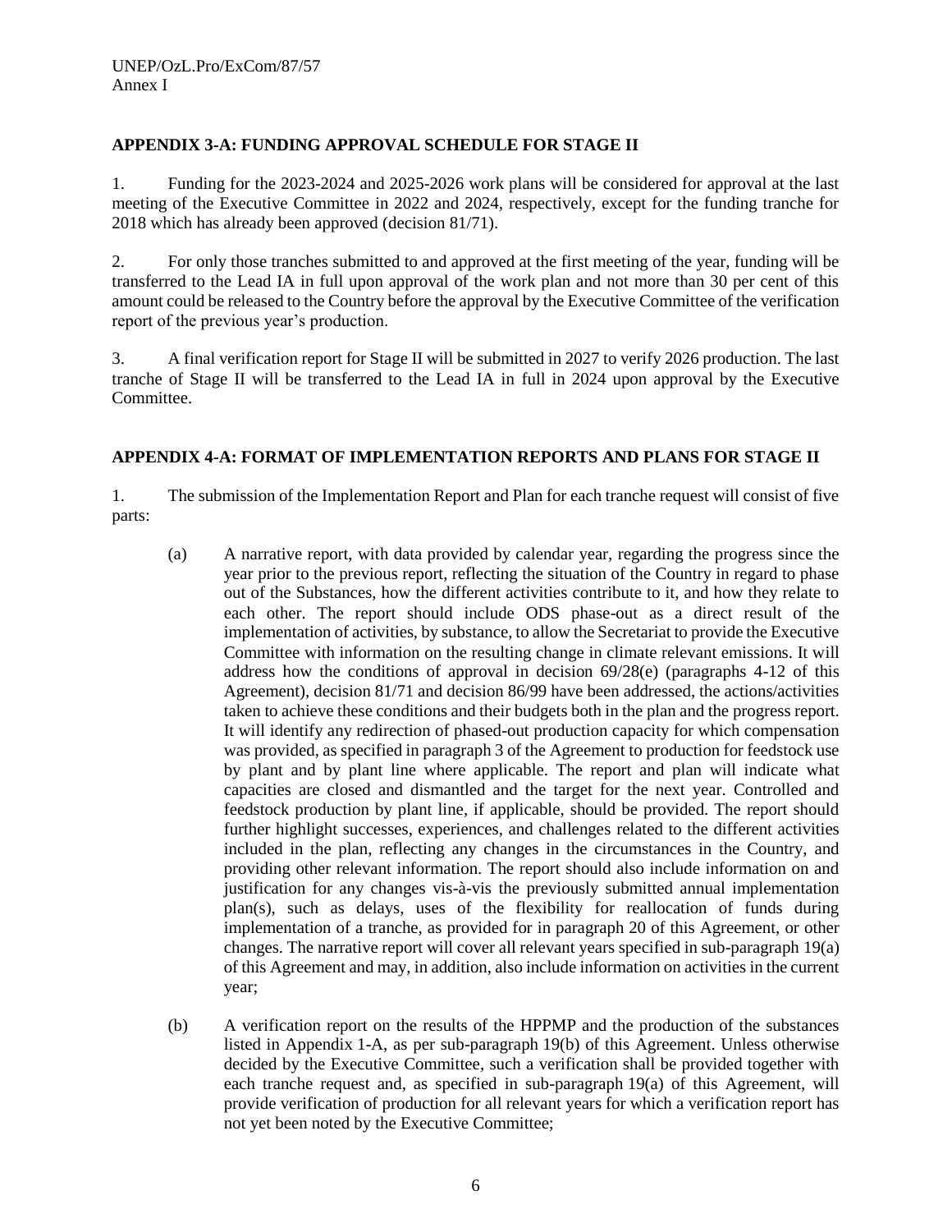## APPENDIX 3-A: FUNDING APPROVAL SCHEDULE FOR STAGE II

1. Funding for the 2023-2024 and 2025-2026 work plans will be considered for approval at the last meeting of the Executive Committee in 2022 and 2024, respectively, except for the funding tranche for 2018 which has already been approved (decision 81/71).

2. For only those tranches submitted to and approved at the first meeting of the year, funding will be transferred to the Lead IA in full upon approval of the work plan and not more than 30 per cent of this amount could be released to the Country before the approval by the Executive Committee of the verification report of the previous year's production.

3. A final verification report for Stage II will be submitted in 2027 to verify 2026 production. The last tranche of Stage II will be transferred to the Lead IA in full in 2024 upon approval by the Executive Committee.

## APPENDIX 4-A: FORMAT OF IMPLEMENTATION REPORTS AND PLANS FOR STAGE II

1. The submission of the Implementation Report and Plan for each tranche request will consist of five parts:

(a) A narrative report, with data provided by calendar year, regarding the progress since the year prior to the previous report, reflecting the situation of the Country in regard to phase out of the Substances, how the different activities contribute to it, and how they relate to each other. The report should include ODS phase-out as a direct result of the implementation of activities, by substance, to allow the Secretariat to provide the Executive Committee with information on the resulting change in climate relevant emissions. It will address how the conditions of approval in decision 69/28(e) (paragraphs 4-12 of this Agreement), decision 81/71 and decision 86/99 have been addressed, the actions/activities taken to achieve these conditions and their budgets both in the plan and the progress report. It will identify any redirection of phased-out production capacity for which compensation was provided, as specified in paragraph 3 of the Agreement to production for feedstock use by plant and by plant line where applicable. The report and plan will indicate what capacities are closed and dismantled and the target for the next year. Controlled and feedstock production by plant line, if applicable, should be provided. The report should further highlight successes, experiences, and challenges related to the different activities included in the plan, reflecting any changes in the circumstances in the Country, and providing other relevant information. The report should also include information on and justification for any changes vis-à-vis the previously submitted annual implementation plan(s), such as delays, uses of the flexibility for reallocation of funds during implementation of a tranche, as provided for in paragraph 20 of this Agreement, or other changes. The narrative report will cover all relevant years specified in sub-paragraph 19(a) of this Agreement and may, in addition, also include information on activities in the current year;

(b) A verification report on the results of the HPPMP and the production of the substances listed in Appendix 1-A, as per sub-paragraph 19(b) of this Agreement. Unless otherwise decided by the Executive Committee, such a verification shall be provided together with each tranche request and, as specified in sub-paragraph 19(a) of this Agreement, will provide verification of production for all relevant years for which a verification report has not yet been noted by the Executive Committee;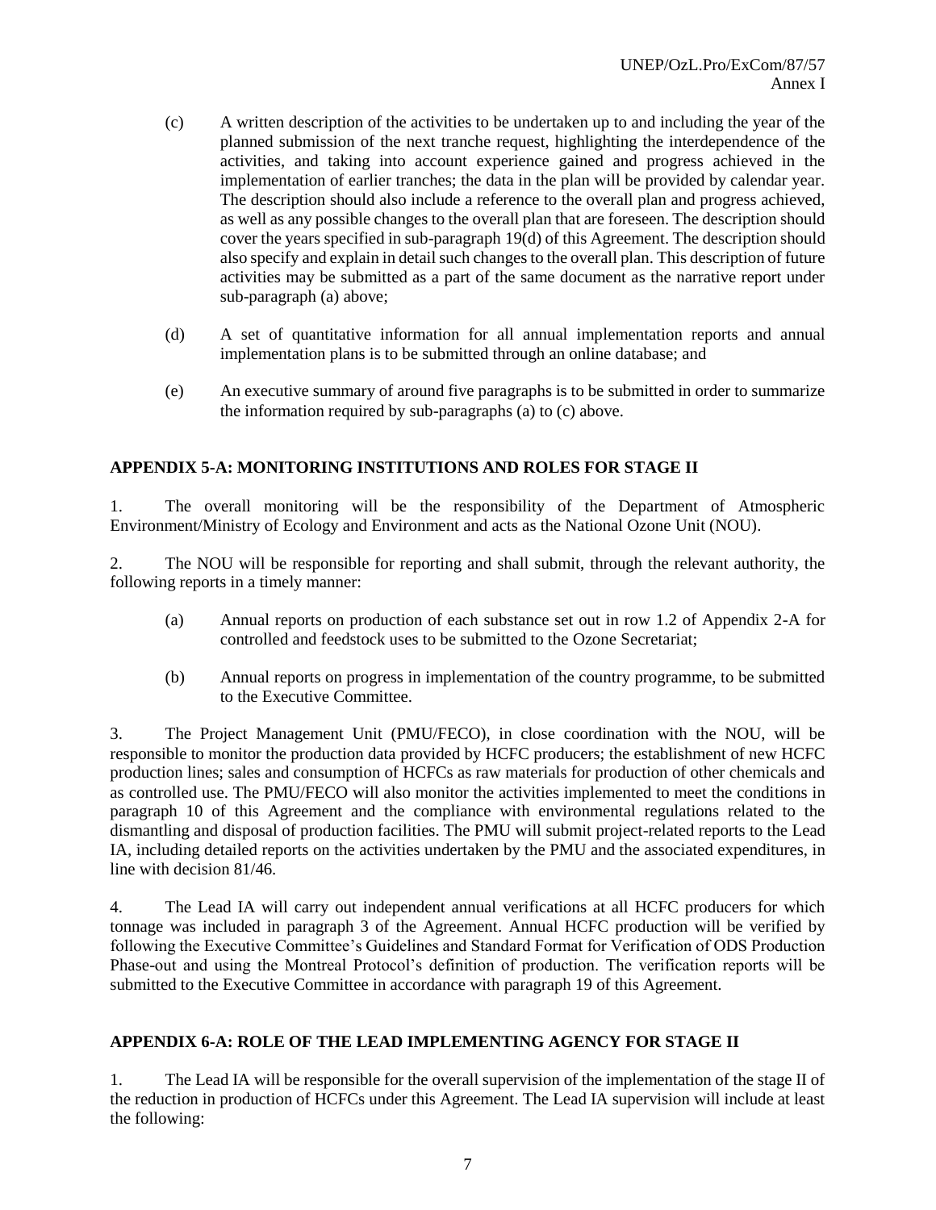(c) A written description of the activities to be undertaken up to and including the year of the planned submission of the next tranche request, highlighting the interdependence of the activities, and taking into account experience gained and progress achieved in the implementation of earlier tranches; the data in the plan will be provided by calendar year. The description should also include a reference to the overall plan and progress achieved, as well as any possible changes to the overall plan that are foreseen. The description should cover the years specified in sub-paragraph 19(d) of this Agreement. The description should also specify and explain in detail such changes to the overall plan. This description of future activities may be submitted as a part of the same document as the narrative report under sub-paragraph (a) above;

(d) A set of quantitative information for all annual implementation reports and annual implementation plans is to be submitted through an online database; and

(e) An executive summary of around five paragraphs is to be submitted in order to summarize the information required by sub-paragraphs (a) to (c) above.

## APPENDIX 5-A: MONITORING INSTITUTIONS AND ROLES FOR STAGE II

1. The overall monitoring will be the responsibility of the Department of Atmospheric Environment/Ministry of Ecology and Environment and acts as the National Ozone Unit (NOU).

2. The NOU will be responsible for reporting and shall submit, through the relevant authority, the following reports in a timely manner:

(a) Annual reports on production of each substance set out in row 1.2 of Appendix 2-A for controlled and feedstock uses to be submitted to the Ozone Secretariat;

(b) Annual reports on progress in implementation of the country programme, to be submitted to the Executive Committee.

3. The Project Management Unit (PMU/FECO), in close coordination with the NOU, will be responsible to monitor the production data provided by HCFC producers; the establishment of new HCFC production lines; sales and consumption of HCFCs as raw materials for production of other chemicals and as controlled use. The PMU/FECO will also monitor the activities implemented to meet the conditions in paragraph 10 of this Agreement and the compliance with environmental regulations related to the dismantling and disposal of production facilities. The PMU will submit project-related reports to the Lead IA, including detailed reports on the activities undertaken by the PMU and the associated expenditures, in line with decision 81/46.

4. The Lead IA will carry out independent annual verifications at all HCFC producers for which tonnage was included in paragraph 3 of the Agreement. Annual HCFC production will be verified by following the Executive Committee's Guidelines and Standard Format for Verification of ODS Production Phase-out and using the Montreal Protocol's definition of production. The verification reports will be submitted to the Executive Committee in accordance with paragraph 19 of this Agreement.

## APPENDIX 6-A: ROLE OF THE LEAD IMPLEMENTING AGENCY FOR STAGE II

1. The Lead IA will be responsible for the overall supervision of the implementation of the stage II of the reduction in production of HCFCs under this Agreement. The Lead IA supervision will include at least the following: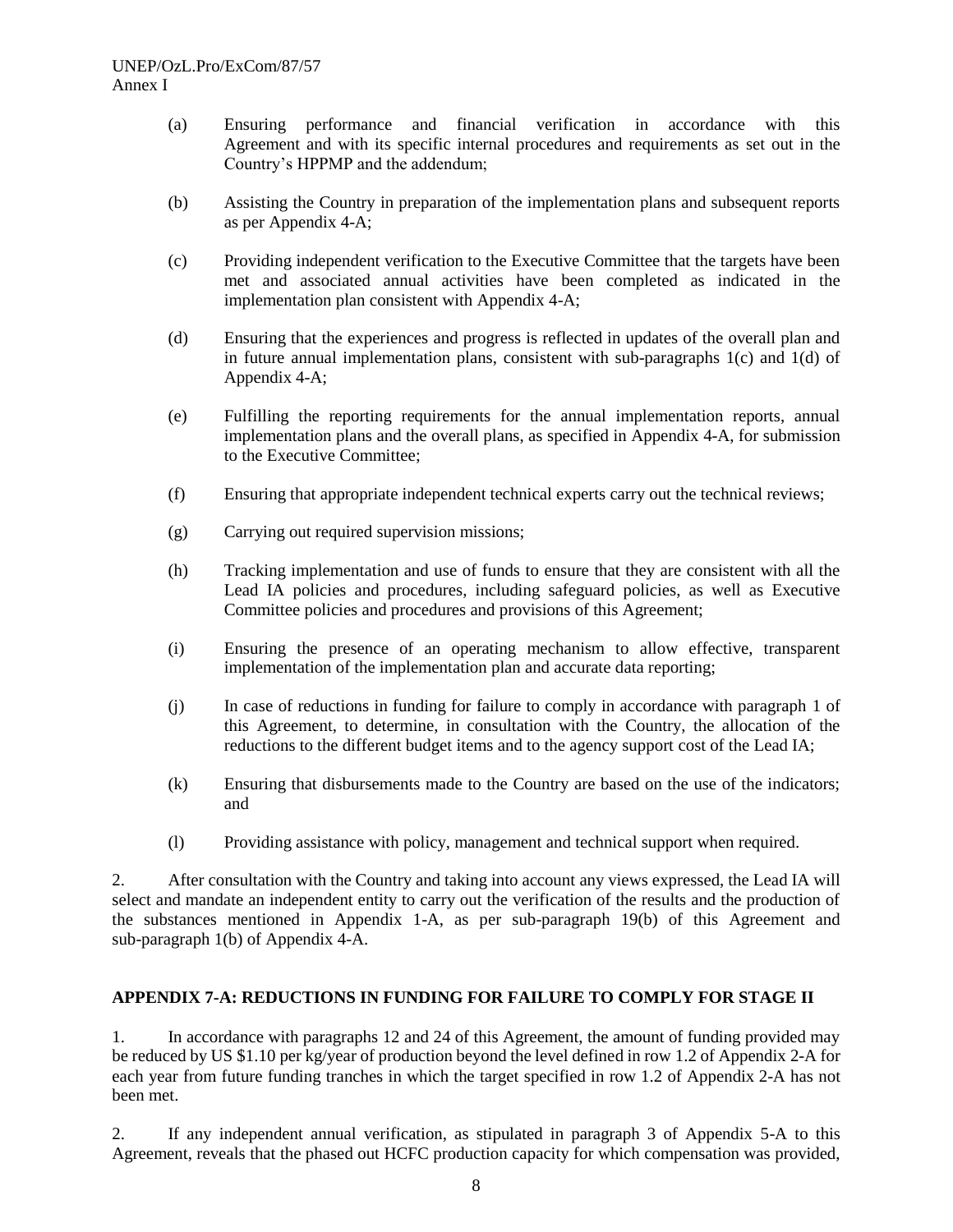(a) Ensuring performance and financial verification in accordance with this Agreement and with its specific internal procedures and requirements as set out in the Country's HPPMP and the addendum;

(b) Assisting the Country in preparation of the implementation plans and subsequent reports as per Appendix 4-A;

(c) Providing independent verification to the Executive Committee that the targets have been met and associated annual activities have been completed as indicated in the implementation plan consistent with Appendix 4-A;

(d) Ensuring that the experiences and progress is reflected in updates of the overall plan and in future annual implementation plans, consistent with sub-paragraphs 1(c) and 1(d) of Appendix 4-A;

(e) Fulfilling the reporting requirements for the annual implementation reports, annual implementation plans and the overall plans, as specified in Appendix 4-A, for submission to the Executive Committee;

(f) Ensuring that appropriate independent technical experts carry out the technical reviews;

(g) Carrying out required supervision missions;

(h) Tracking implementation and use of funds to ensure that they are consistent with all the Lead IA policies and procedures, including safeguard policies, as well as Executive Committee policies and procedures and provisions of this Agreement;

(i) Ensuring the presence of an operating mechanism to allow effective, transparent implementation of the implementation plan and accurate data reporting;

(j) In case of reductions in funding for failure to comply in accordance with paragraph 1 of this Agreement, to determine, in consultation with the Country, the allocation of the reductions to the different budget items and to the agency support cost of the Lead IA;

(k) Ensuring that disbursements made to the Country are based on the use of the indicators; and

(l) Providing assistance with policy, management and technical support when required.

2. After consultation with the Country and taking into account any views expressed, the Lead IA will select and mandate an independent entity to carry out the verification of the results and the production of the substances mentioned in Appendix 1-A, as per sub-paragraph 19(b) of this Agreement and sub-paragraph 1(b) of Appendix 4-A.

## APPENDIX 7-A: REDUCTIONS IN FUNDING FOR FAILURE TO COMPLY FOR STAGE II

1. In accordance with paragraphs 12 and 24 of this Agreement, the amount of funding provided may be reduced by US $1.10 per kg/year of production beyond the level defined in row 1.2 of Appendix 2-A for each year from future funding tranches in which the target specified in row 1.2 of Appendix 2-A has not been met.

2. If any independent annual verification, as stipulated in paragraph 3 of Appendix 5-A to this Agreement, reveals that the phased out HCFC production capacity for which compensation was provided,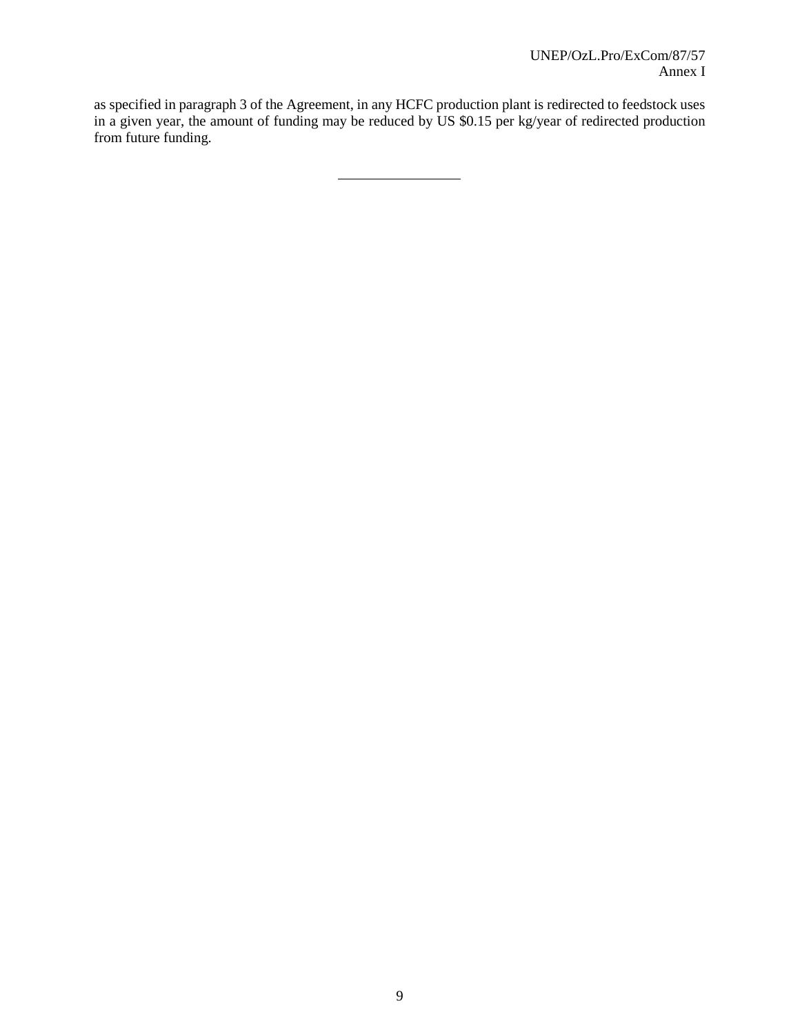as specified in paragraph 3 of the Agreement, in any HCFC production plant is redirected to feedstock uses in a given year, the amount of funding may be reduced by US $0.15 per kg/year of redirected production from future funding.